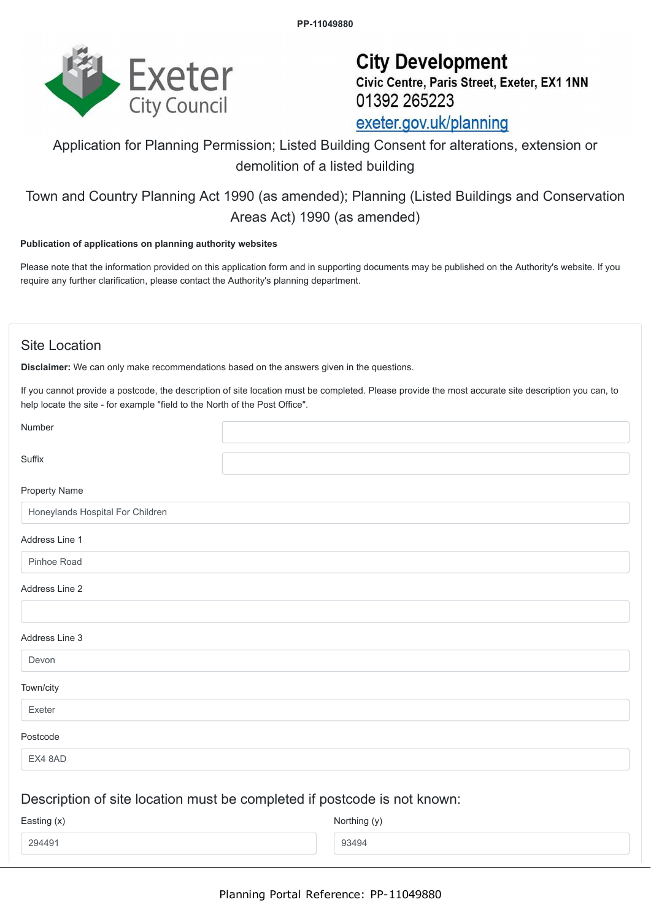PP-11049880

Exeter City Council

**City Development**
**Civic Centre, Paris Street, Exeter, EX1 1NN**
01392 265223
exeter.gov.uk/planning

# Application for Planning Permission; Listed Building Consent for alterations, extension or demolition of a listed building

Town and Country Planning Act 1990 (as amended); Planning (Listed Buildings and Conservation Areas Act) 1990 (as amended)

**Publication of applications on planning authority websites**

Please note that the information provided on this application form and in supporting documents may be published on the Authority's website. If you require any further clarification, please contact the Authority's planning department.

## Site Location

**Disclaimer:** We can only make recommendations based on the answers given in the questions.

If you cannot provide a postcode, the description of site location must be completed. Please provide the most accurate site description you can, to help locate the site - for example "field to the North of the Post Office".

| Field | Value |
|---|---|
| Number | |
| Suffix | |
| Property Name | Honeylands Hospital For Children |
| Address Line 1 | Pinhoe Road |
| Address Line 2 | |
| Address Line 3 | Devon |
| Town/city | Exeter |
| Postcode | EX4 8AD |

### Description of site location must be completed if postcode is not known:

| Easting (x) | Northing (y) |
|---|---|
| 294491 | 93494 |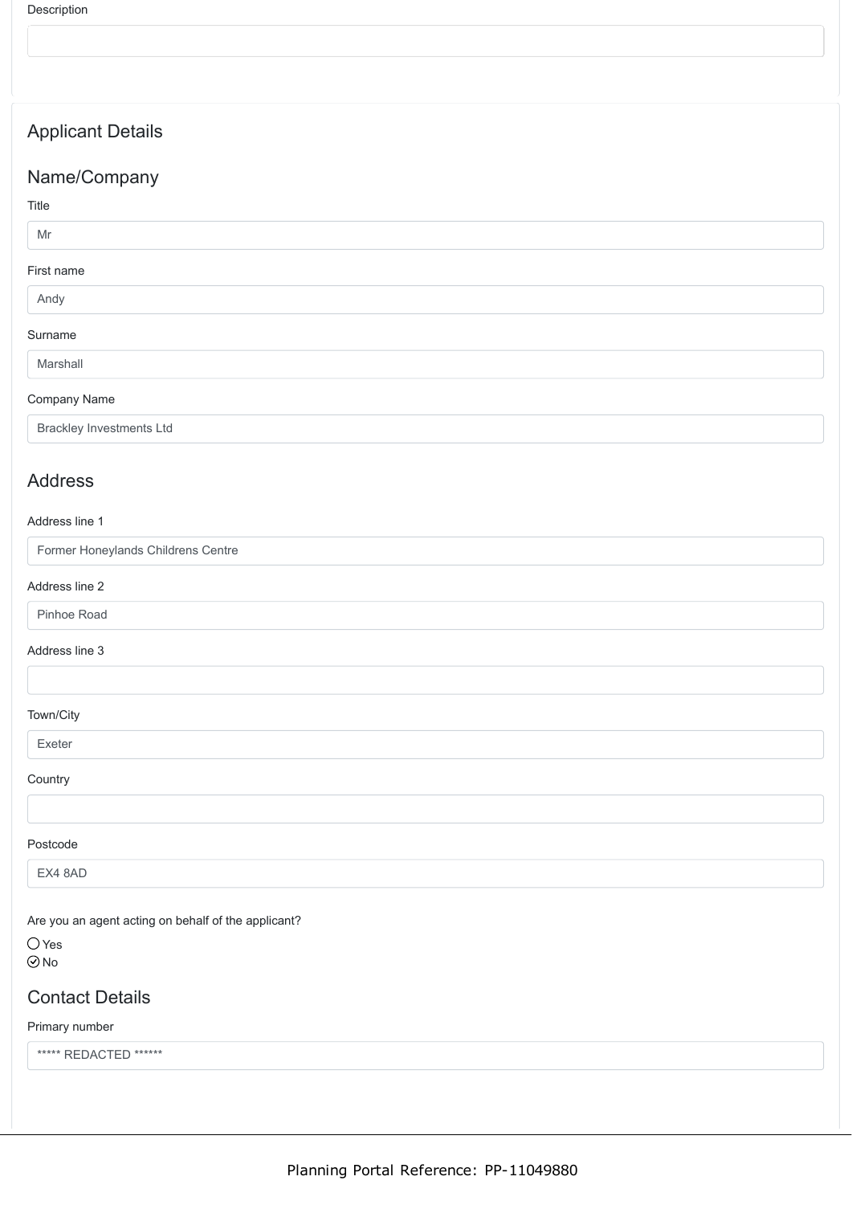Description

## Applicant Details

### Name/Company

Title

Mr

First name

Andy

Surname

Marshall

Company Name

Brackley Investments Ltd

### Address

Address line 1

Former Honeylands Childrens Centre

Address line 2

Pinhoe Road

Address line 3

Town/City

Exeter

Country

Postcode

EX4 8AD

Are you an agent acting on behalf of the applicant?

- ◯ Yes
- ⊙ No

### Contact Details

Primary number

***** REDACTED ******

Planning Portal Reference: PP-11049880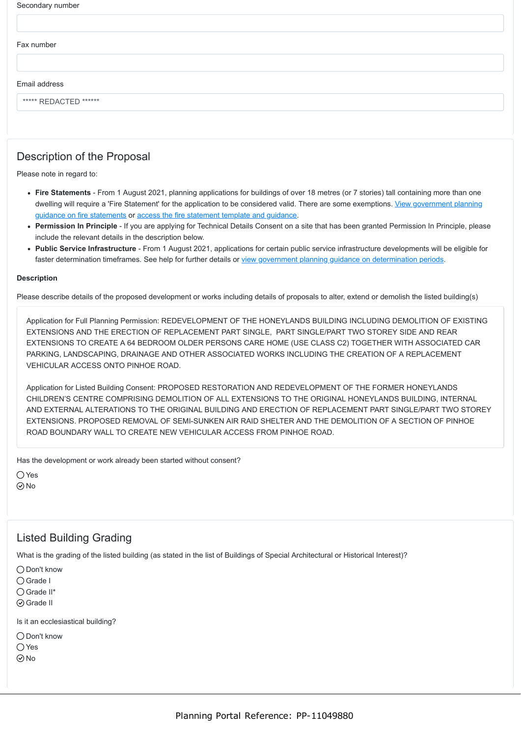Secondary number

Fax number

Email address

***** REDACTED ******

## Description of the Proposal

Please note in regard to:

- **Fire Statements** - From 1 August 2021, planning applications for buildings of over 18 metres (or 7 stories) tall containing more than one dwelling will require a 'Fire Statement' for the application to be considered valid. There are some exemptions. View government planning guidance on fire statements or access the fire statement template and guidance.
- **Permission In Principle** - If you are applying for Technical Details Consent on a site that has been granted Permission In Principle, please include the relevant details in the description below.
- **Public Service Infrastructure** - From 1 August 2021, applications for certain public service infrastructure developments will be eligible for faster determination timeframes. See help for further details or view government planning guidance on determination periods.

**Description**

Please describe details of the proposed development or works including details of proposals to alter, extend or demolish the listed building(s)

Application for Full Planning Permission: REDEVELOPMENT OF THE HONEYLANDS BUILDING INCLUDING DEMOLITION OF EXISTING EXTENSIONS AND THE ERECTION OF REPLACEMENT PART SINGLE, PART SINGLE/PART TWO STOREY SIDE AND REAR EXTENSIONS TO CREATE A 64 BEDROOM OLDER PERSONS CARE HOME (USE CLASS C2) TOGETHER WITH ASSOCIATED CAR PARKING, LANDSCAPING, DRAINAGE AND OTHER ASSOCIATED WORKS INCLUDING THE CREATION OF A REPLACEMENT VEHICULAR ACCESS ONTO PINHOE ROAD.

Application for Listed Building Consent: PROPOSED RESTORATION AND REDEVELOPMENT OF THE FORMER HONEYLANDS CHILDREN'S CENTRE COMPRISING DEMOLITION OF ALL EXTENSIONS TO THE ORIGINAL HONEYLANDS BUILDING, INTERNAL AND EXTERNAL ALTERATIONS TO THE ORIGINAL BUILDING AND ERECTION OF REPLACEMENT PART SINGLE/PART TWO STOREY EXTENSIONS. PROPOSED REMOVAL OF SEMI-SUNKEN AIR RAID SHELTER AND THE DEMOLITION OF A SECTION OF PINHOE ROAD BOUNDARY WALL TO CREATE NEW VEHICULAR ACCESS FROM PINHOE ROAD.

Has the development or work already been started without consent?

- ◯ Yes
- ✓ No

## Listed Building Grading

What is the grading of the listed building (as stated in the list of Buildings of Special Architectural or Historical Interest)?

- ◯ Don't know
- ◯ Grade I
- ◯ Grade II*
- ✓ Grade II

Is it an ecclesiastical building?

- ◯ Don't know
- ◯ Yes
- ✓ No

Planning Portal Reference: PP-11049880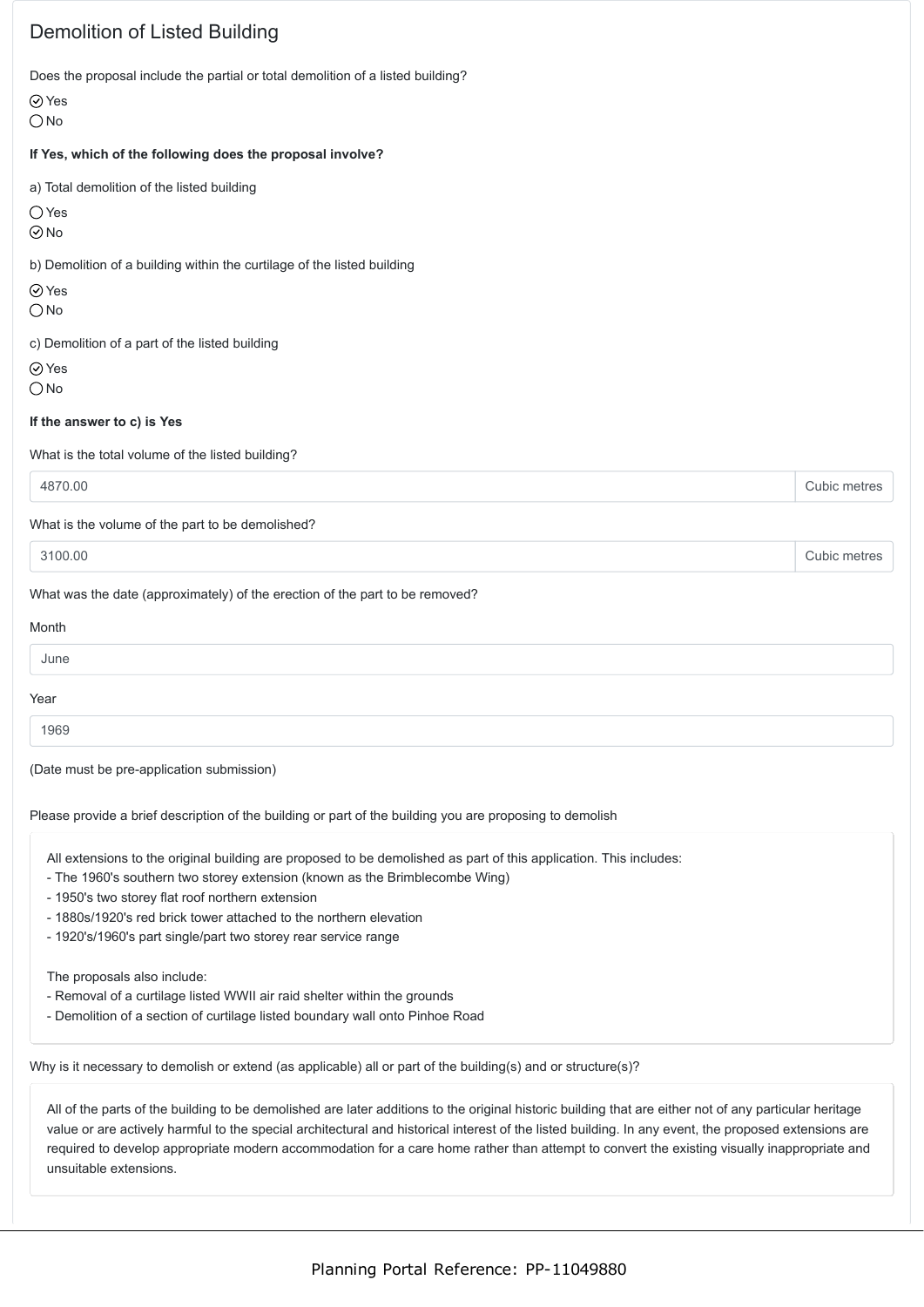## Demolition of Listed Building

Does the proposal include the partial or total demolition of a listed building?

- [x] Yes
- [ ] No

**If Yes, which of the following does the proposal involve?**

a) Total demolition of the listed building

- [ ] Yes
- [x] No

b) Demolition of a building within the curtilage of the listed building

- [x] Yes
- [ ] No

c) Demolition of a part of the listed building

- [x] Yes
- [ ] No

**If the answer to c) is Yes**

What is the total volume of the listed building?

4870.00 Cubic metres

What is the volume of the part to be demolished?

3100.00 Cubic metres

What was the date (approximately) of the erection of the part to be removed?

Month

June

Year

1969

(Date must be pre-application submission)

Please provide a brief description of the building or part of the building you are proposing to demolish

> All extensions to the original building are proposed to be demolished as part of this application. This includes:
> - The 1960's southern two storey extension (known as the Brimblecombe Wing)
> - 1950's two storey flat roof northern extension
> - 1880s/1920's red brick tower attached to the northern elevation
> - 1920's/1960's part single/part two storey rear service range
>
> The proposals also include:
> - Removal of a curtilage listed WWII air raid shelter within the grounds
> - Demolition of a section of curtilage listed boundary wall onto Pinhoe Road

Why is it necessary to demolish or extend (as applicable) all or part of the building(s) and or structure(s)?

> All of the parts of the building to be demolished are later additions to the original historic building that are either not of any particular heritage value or are actively harmful to the special architectural and historical interest of the listed building. In any event, the proposed extensions are required to develop appropriate modern accommodation for a care home rather than attempt to convert the existing visually inappropriate and unsuitable extensions.

Planning Portal Reference: PP-11049880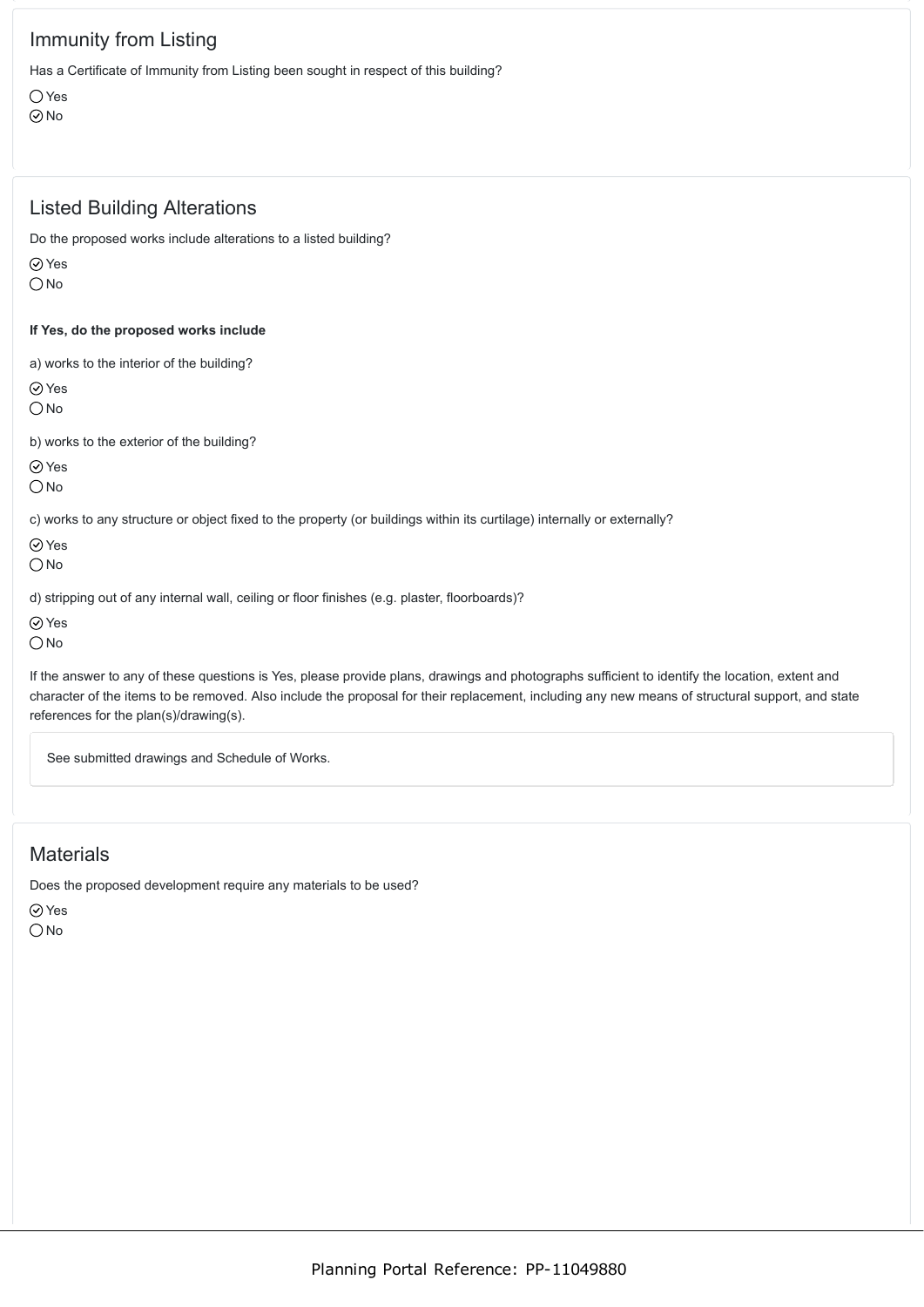## Immunity from Listing

Has a Certificate of Immunity from Listing been sought in respect of this building?

○ Yes
⊘ No

## Listed Building Alterations

Do the proposed works include alterations to a listed building?

⊘ Yes
○ No

**If Yes, do the proposed works include**

a) works to the interior of the building?

⊘ Yes
○ No

b) works to the exterior of the building?

⊘ Yes
○ No

c) works to any structure or object fixed to the property (or buildings within its curtilage) internally or externally?

⊘ Yes
○ No

d) stripping out of any internal wall, ceiling or floor finishes (e.g. plaster, floorboards)?

⊘ Yes
○ No

If the answer to any of these questions is Yes, please provide plans, drawings and photographs sufficient to identify the location, extent and character of the items to be removed. Also include the proposal for their replacement, including any new means of structural support, and state references for the plan(s)/drawing(s).

See submitted drawings and Schedule of Works.

## Materials

Does the proposed development require any materials to be used?

⊘ Yes
○ No

Planning Portal Reference: PP-11049880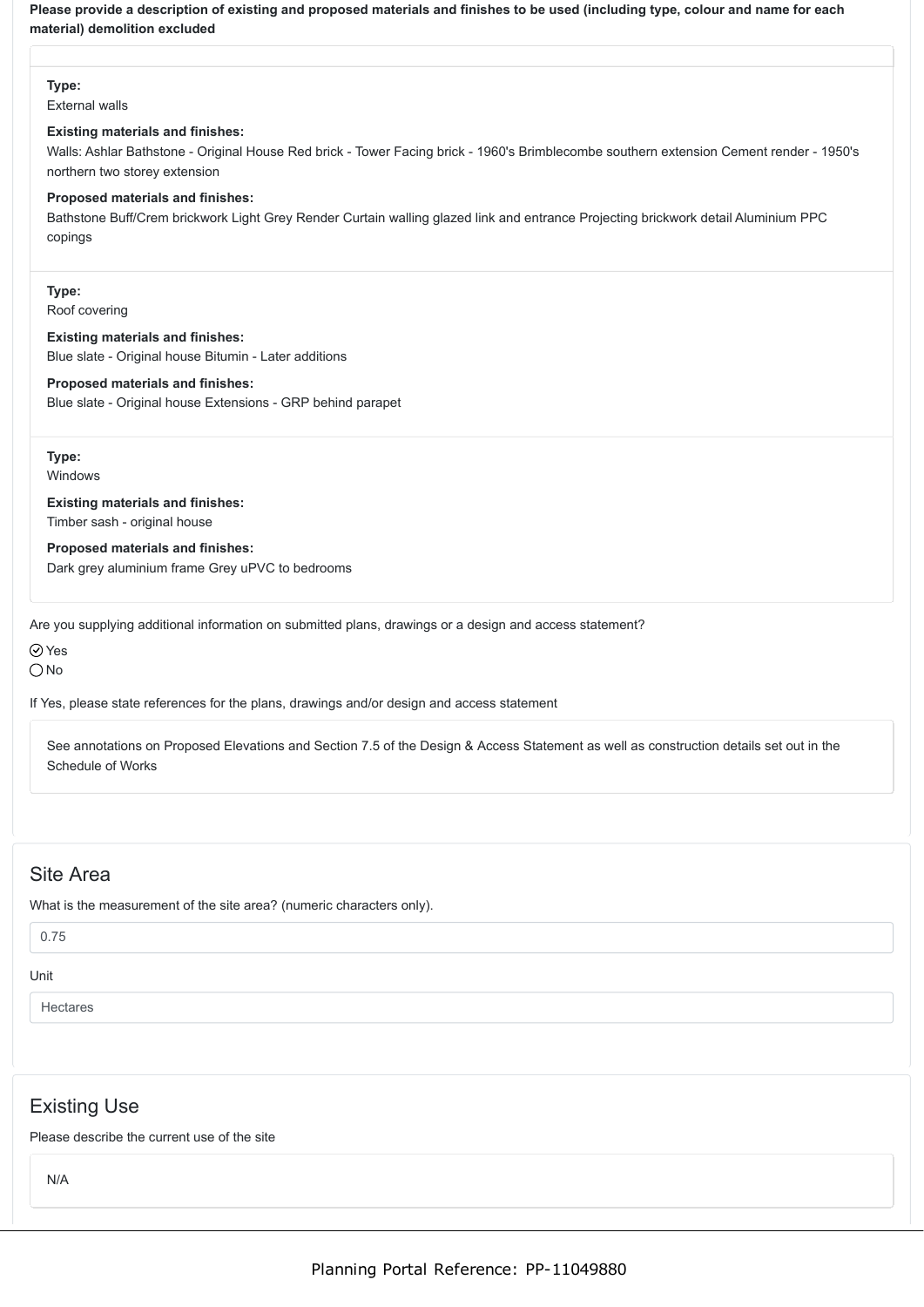**Please provide a description of existing and proposed materials and finishes to be used (including type, colour and name for each material) demolition excluded**

**Type:**
External walls

**Existing materials and finishes:**
Walls: Ashlar Bathstone - Original House Red brick - Tower Facing brick - 1960's Brimblecombe southern extension Cement render - 1950's northern two storey extension

**Proposed materials and finishes:**
Bathstone Buff/Crem brickwork Light Grey Render Curtain walling glazed link and entrance Projecting brickwork detail Aluminium PPC copings

**Type:**
Roof covering

**Existing materials and finishes:**
Blue slate - Original house Bitumin - Later additions

**Proposed materials and finishes:**
Blue slate - Original house Extensions - GRP behind parapet

**Type:**
Windows

**Existing materials and finishes:**
Timber sash - original house

**Proposed materials and finishes:**
Dark grey aluminium frame Grey uPVC to bedrooms

Are you supplying additional information on submitted plans, drawings or a design and access statement?

- [x] Yes
- [ ] No

If Yes, please state references for the plans, drawings and/or design and access statement

See annotations on Proposed Elevations and Section 7.5 of the Design & Access Statement as well as construction details set out in the Schedule of Works

## Site Area

What is the measurement of the site area? (numeric characters only).

0.75

Unit

Hectares

## Existing Use

Please describe the current use of the site

N/A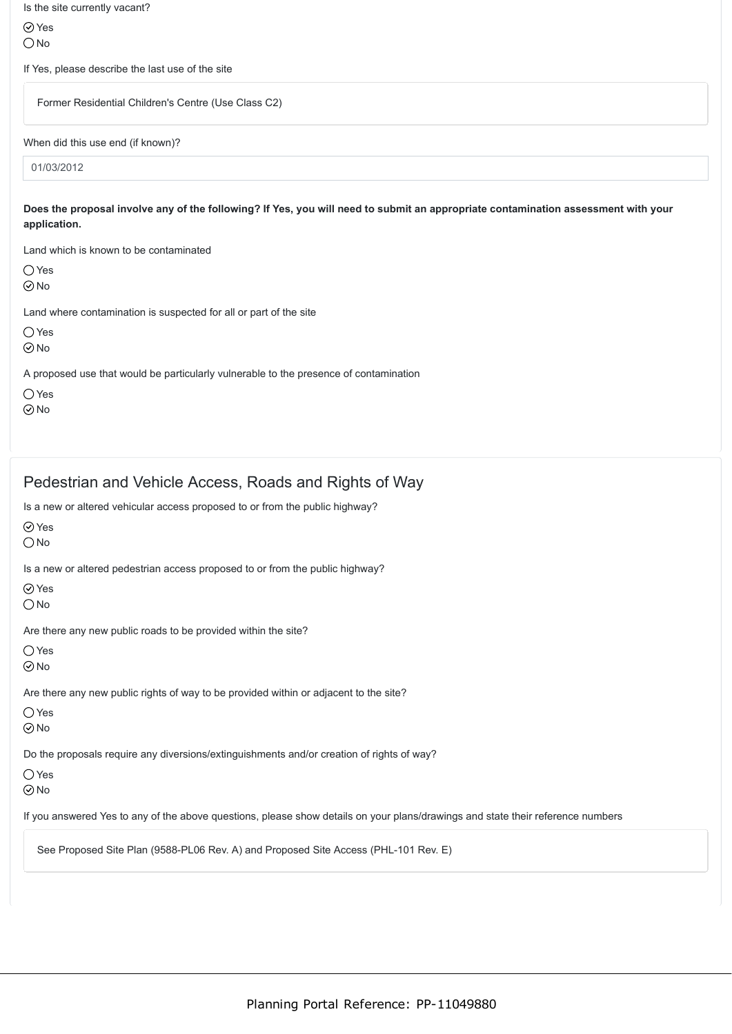Is the site currently vacant?

- [x] Yes
- [ ] No

If Yes, please describe the last use of the site

Former Residential Children's Centre (Use Class C2)

When did this use end (if known)?

01/03/2012

**Does the proposal involve any of the following? If Yes, you will need to submit an appropriate contamination assessment with your application.**

Land which is known to be contaminated

- [ ] Yes
- [x] No

Land where contamination is suspected for all or part of the site

- [ ] Yes
- [x] No

A proposed use that would be particularly vulnerable to the presence of contamination

- [ ] Yes
- [x] No

## Pedestrian and Vehicle Access, Roads and Rights of Way

Is a new or altered vehicular access proposed to or from the public highway?

- [x] Yes
- [ ] No

Is a new or altered pedestrian access proposed to or from the public highway?

- [x] Yes
- [ ] No

Are there any new public roads to be provided within the site?

- [ ] Yes
- [x] No

Are there any new public rights of way to be provided within or adjacent to the site?

- [ ] Yes
- [x] No

Do the proposals require any diversions/extinguishments and/or creation of rights of way?

- [ ] Yes
- [x] No

If you answered Yes to any of the above questions, please show details on your plans/drawings and state their reference numbers

See Proposed Site Plan (9588-PL06 Rev. A) and Proposed Site Access (PHL-101 Rev. E)

Planning Portal Reference: PP-11049880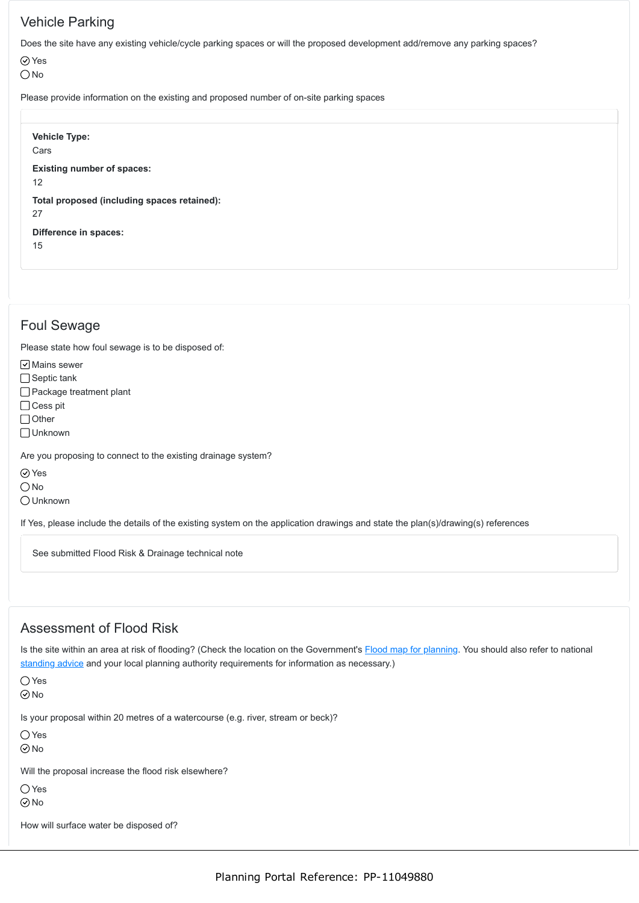## Vehicle Parking

Does the site have any existing vehicle/cycle parking spaces or will the proposed development add/remove any parking spaces?

- [x] Yes
- [ ] No

Please provide information on the existing and proposed number of on-site parking spaces

**Vehicle Type:**
Cars

**Existing number of spaces:**
12

**Total proposed (including spaces retained):**
27

**Difference in spaces:**
15

## Foul Sewage

Please state how foul sewage is to be disposed of:

- [x] Mains sewer
- [ ] Septic tank
- [ ] Package treatment plant
- [ ] Cess pit
- [ ] Other
- [ ] Unknown

Are you proposing to connect to the existing drainage system?

- [x] Yes
- [ ] No
- [ ] Unknown

If Yes, please include the details of the existing system on the application drawings and state the plan(s)/drawing(s) references

See submitted Flood Risk & Drainage technical note

## Assessment of Flood Risk

Is the site within an area at risk of flooding? (Check the location on the Government's Flood map for planning. You should also refer to national standing advice and your local planning authority requirements for information as necessary.)

- [ ] Yes
- [x] No

Is your proposal within 20 metres of a watercourse (e.g. river, stream or beck)?

- [ ] Yes
- [x] No

Will the proposal increase the flood risk elsewhere?

- [ ] Yes
- [x] No

How will surface water be disposed of?

Planning Portal Reference: PP-11049880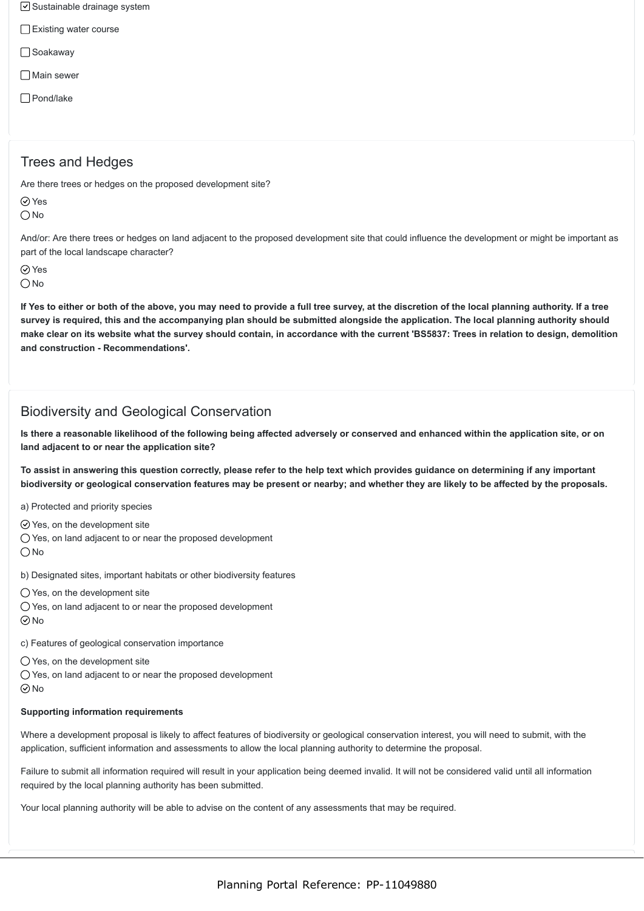- [x] Sustainable drainage system
- [ ] Existing water course
- [ ] Soakaway
- [ ] Main sewer
- [ ] Pond/lake

## Trees and Hedges

Are there trees or hedges on the proposed development site?

- (x) Yes
- ( ) No

And/or: Are there trees or hedges on land adjacent to the proposed development site that could influence the development or might be important as part of the local landscape character?

- (x) Yes
- ( ) No

**If Yes to either or both of the above, you may need to provide a full tree survey, at the discretion of the local planning authority. If a tree survey is required, this and the accompanying plan should be submitted alongside the application. The local planning authority should make clear on its website what the survey should contain, in accordance with the current 'BS5837: Trees in relation to design, demolition and construction - Recommendations'.**

## Biodiversity and Geological Conservation

**Is there a reasonable likelihood of the following being affected adversely or conserved and enhanced within the application site, or on land adjacent to or near the application site?**

**To assist in answering this question correctly, please refer to the help text which provides guidance on determining if any important biodiversity or geological conservation features may be present or nearby; and whether they are likely to be affected by the proposals.**

a) Protected and priority species

- (x) Yes, on the development site
- ( ) Yes, on land adjacent to or near the proposed development
- ( ) No

b) Designated sites, important habitats or other biodiversity features

- ( ) Yes, on the development site
- ( ) Yes, on land adjacent to or near the proposed development
- (x) No

c) Features of geological conservation importance

- ( ) Yes, on the development site
- ( ) Yes, on land adjacent to or near the proposed development
- (x) No

**Supporting information requirements**

Where a development proposal is likely to affect features of biodiversity or geological conservation interest, you will need to submit, with the application, sufficient information and assessments to allow the local planning authority to determine the proposal.

Failure to submit all information required will result in your application being deemed invalid. It will not be considered valid until all information required by the local planning authority has been submitted.

Your local planning authority will be able to advise on the content of any assessments that may be required.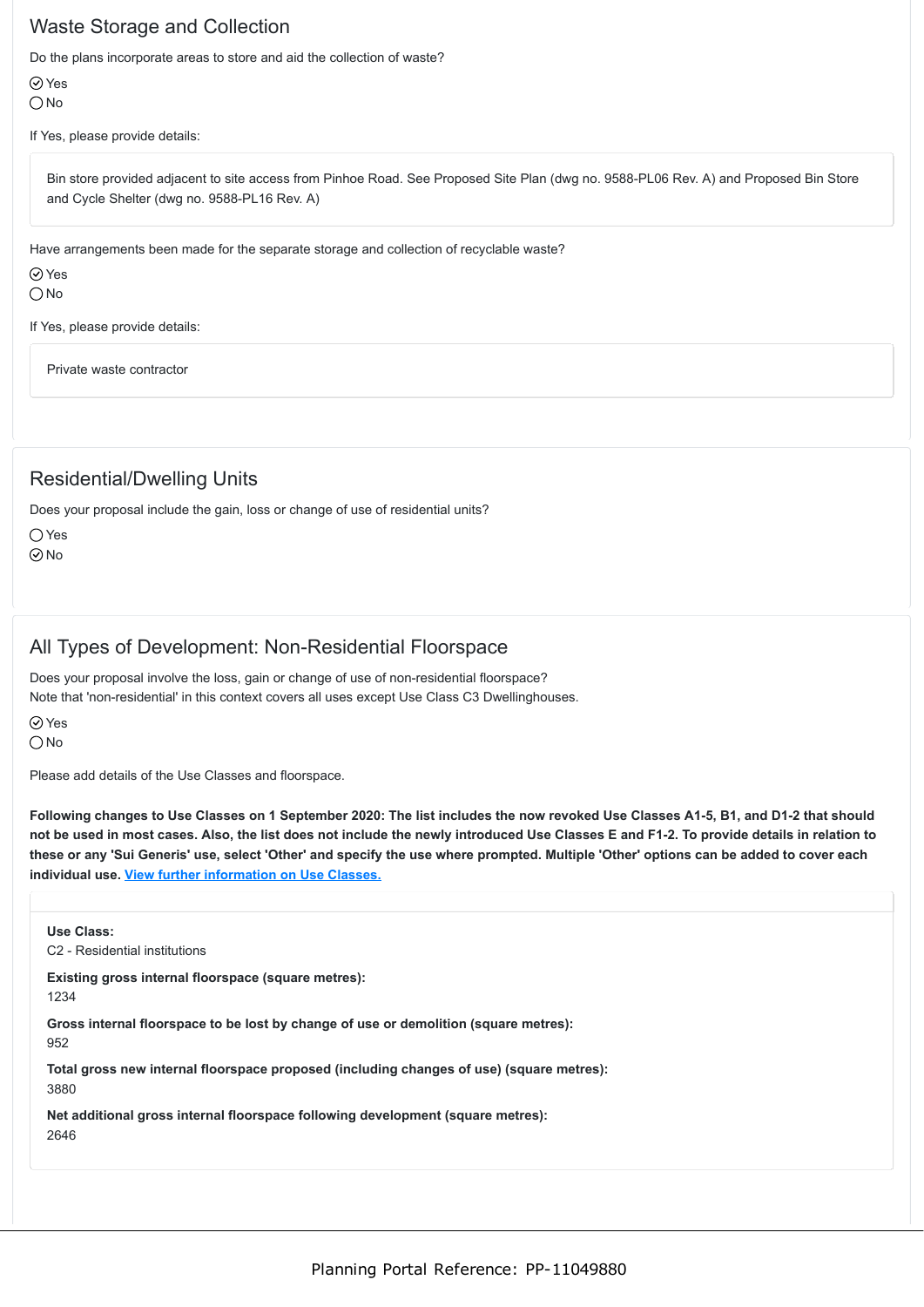## Waste Storage and Collection

Do the plans incorporate areas to store and aid the collection of waste?

- [x] Yes
- [ ] No

If Yes, please provide details:

> Bin store provided adjacent to site access from Pinhoe Road. See Proposed Site Plan (dwg no. 9588-PL06 Rev. A) and Proposed Bin Store and Cycle Shelter (dwg no. 9588-PL16 Rev. A)

Have arrangements been made for the separate storage and collection of recyclable waste?

- [x] Yes
- [ ] No

If Yes, please provide details:

> Private waste contractor

## Residential/Dwelling Units

Does your proposal include the gain, loss or change of use of residential units?

- [ ] Yes
- [x] No

## All Types of Development: Non-Residential Floorspace

Does your proposal involve the loss, gain or change of use of non-residential floorspace?
Note that 'non-residential' in this context covers all uses except Use Class C3 Dwellinghouses.

- [x] Yes
- [ ] No

Please add details of the Use Classes and floorspace.

**Following changes to Use Classes on 1 September 2020: The list includes the now revoked Use Classes A1-5, B1, and D1-2 that should not be used in most cases. Also, the list does not include the newly introduced Use Classes E and F1-2. To provide details in relation to these or any 'Sui Generis' use, select 'Other' and specify the use where prompted. Multiple 'Other' options can be added to cover each individual use. View further information on Use Classes.**

**Use Class:**
C2 - Residential institutions

**Existing gross internal floorspace (square metres):**
1234

**Gross internal floorspace to be lost by change of use or demolition (square metres):**
952

**Total gross new internal floorspace proposed (including changes of use) (square metres):**
3880

**Net additional gross internal floorspace following development (square metres):**
2646

Planning Portal Reference: PP-11049880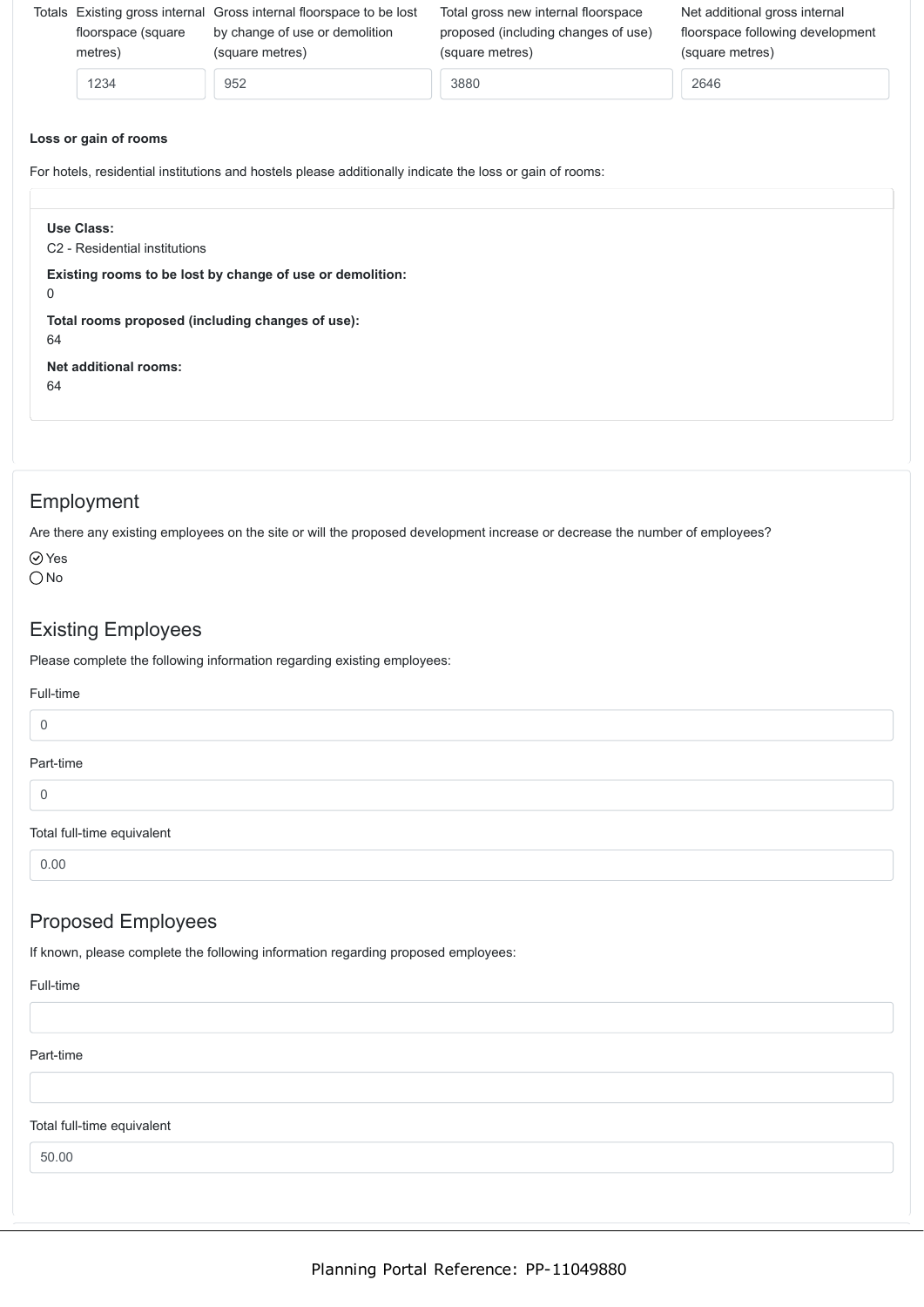| Totals | Existing gross internal floorspace (square metres) | Gross internal floorspace to be lost by change of use or demolition (square metres) | Total gross new internal floorspace proposed (including changes of use) (square metres) | Net additional gross internal floorspace following development (square metres) |
|---|---|---|---|---|
| | 1234 | 952 | 3880 | 2646 |

**Loss or gain of rooms**

For hotels, residential institutions and hostels please additionally indicate the loss or gain of rooms:

**Use Class:**
C2 - Residential institutions

**Existing rooms to be lost by change of use or demolition:**
0

**Total rooms proposed (including changes of use):**
64

**Net additional rooms:**
64

## Employment

Are there any existing employees on the site or will the proposed development increase or decrease the number of employees?

- [x] Yes
- [ ] No

## Existing Employees

Please complete the following information regarding existing employees:

Full-time

0

Part-time

0

Total full-time equivalent

0.00

## Proposed Employees

If known, please complete the following information regarding proposed employees:

Full-time

Part-time

Total full-time equivalent

50.00

Planning Portal Reference: PP-11049880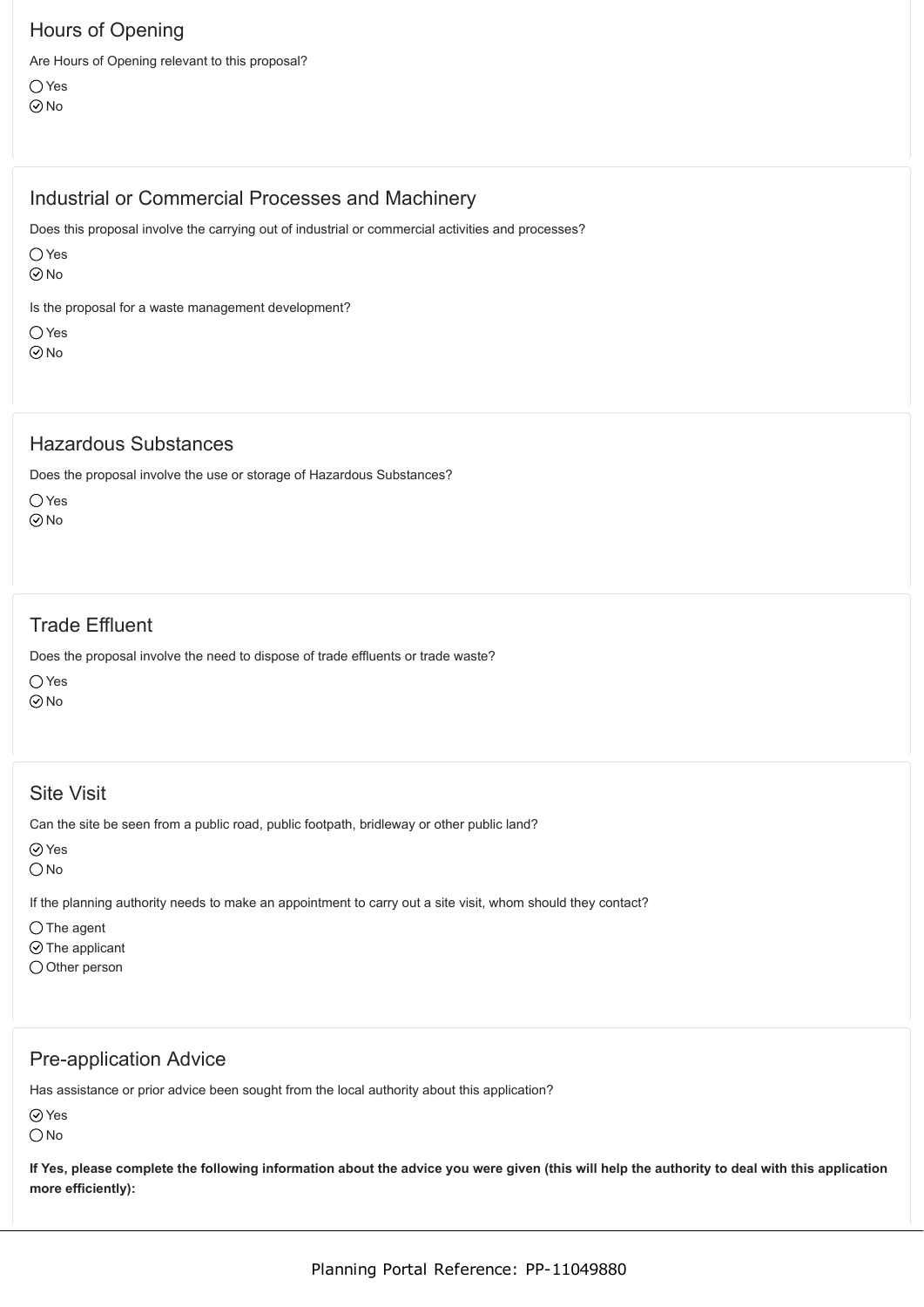## Hours of Opening

Are Hours of Opening relevant to this proposal?

◯ Yes
⊘ No

## Industrial or Commercial Processes and Machinery

Does this proposal involve the carrying out of industrial or commercial activities and processes?

◯ Yes
⊘ No

Is the proposal for a waste management development?

◯ Yes
⊘ No

## Hazardous Substances

Does the proposal involve the use or storage of Hazardous Substances?

◯ Yes
⊘ No

## Trade Effluent

Does the proposal involve the need to dispose of trade effluents or trade waste?

◯ Yes
⊘ No

## Site Visit

Can the site be seen from a public road, public footpath, bridleway or other public land?

⊘ Yes
◯ No

If the planning authority needs to make an appointment to carry out a site visit, whom should they contact?

◯ The agent
⊘ The applicant
◯ Other person

## Pre-application Advice

Has assistance or prior advice been sought from the local authority about this application?

⊘ Yes
◯ No

**If Yes, please complete the following information about the advice you were given (this will help the authority to deal with this application more efficiently):**

Planning Portal Reference: PP-11049880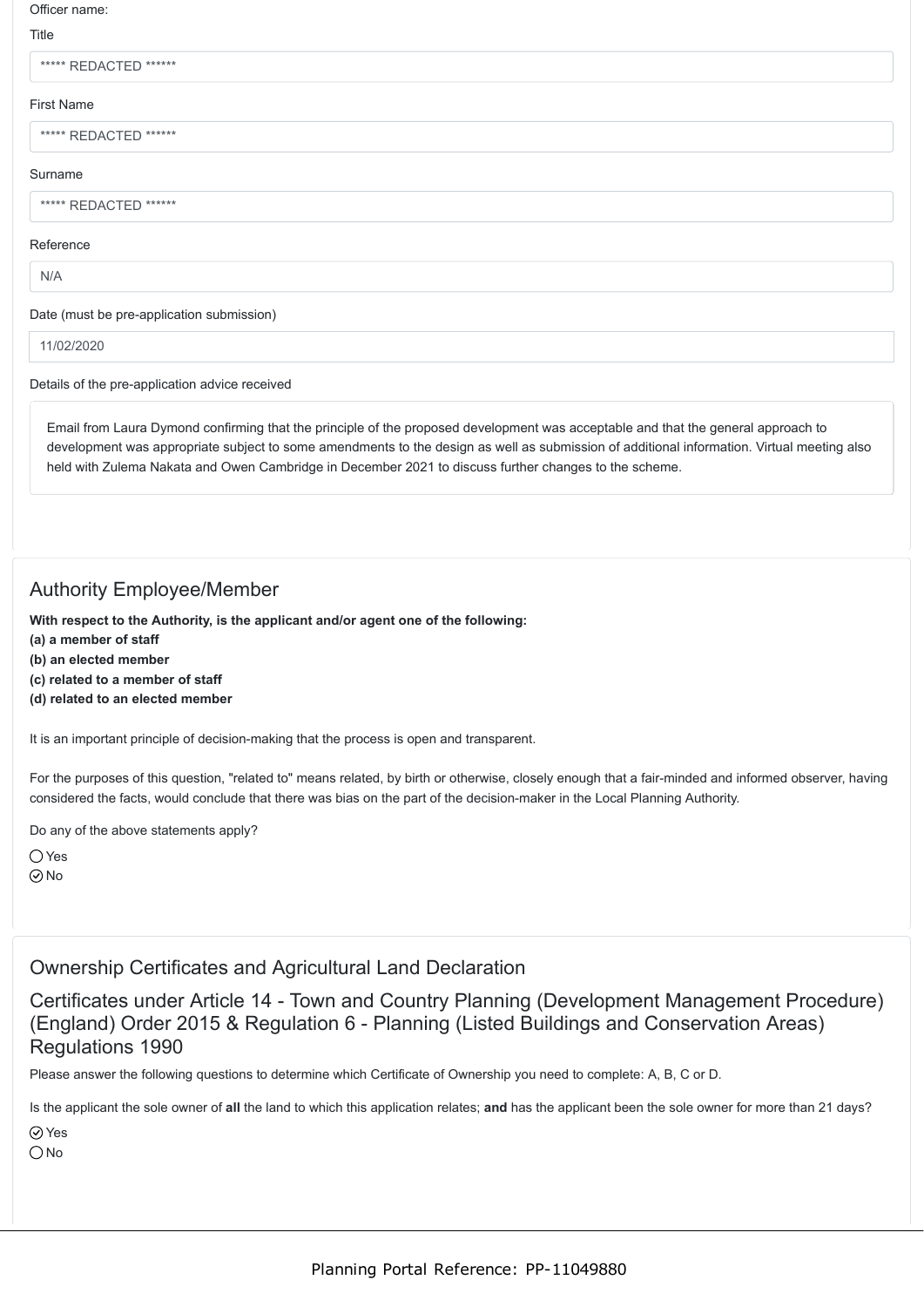Officer name:

Title

***** REDACTED ******

First Name

***** REDACTED ******

Surname

***** REDACTED ******

Reference

N/A

Date (must be pre-application submission)

11/02/2020

Details of the pre-application advice received

Email from Laura Dymond confirming that the principle of the proposed development was acceptable and that the general approach to development was appropriate subject to some amendments to the design as well as submission of additional information. Virtual meeting also held with Zulema Nakata and Owen Cambridge in December 2021 to discuss further changes to the scheme.

## Authority Employee/Member

**With respect to the Authority, is the applicant and/or agent one of the following:**
**(a) a member of staff**
**(b) an elected member**
**(c) related to a member of staff**
**(d) related to an elected member**

It is an important principle of decision-making that the process is open and transparent.

For the purposes of this question, "related to" means related, by birth or otherwise, closely enough that a fair-minded and informed observer, having considered the facts, would conclude that there was bias on the part of the decision-maker in the Local Planning Authority.

Do any of the above statements apply?

○ Yes
⊙ No

## Ownership Certificates and Agricultural Land Declaration

## Certificates under Article 14 - Town and Country Planning (Development Management Procedure) (England) Order 2015 & Regulation 6 - Planning (Listed Buildings and Conservation Areas) Regulations 1990

Please answer the following questions to determine which Certificate of Ownership you need to complete: A, B, C or D.

Is the applicant the sole owner of **all** the land to which this application relates; **and** has the applicant been the sole owner for more than 21 days?

⊙ Yes
○ No

Planning Portal Reference: PP-11049880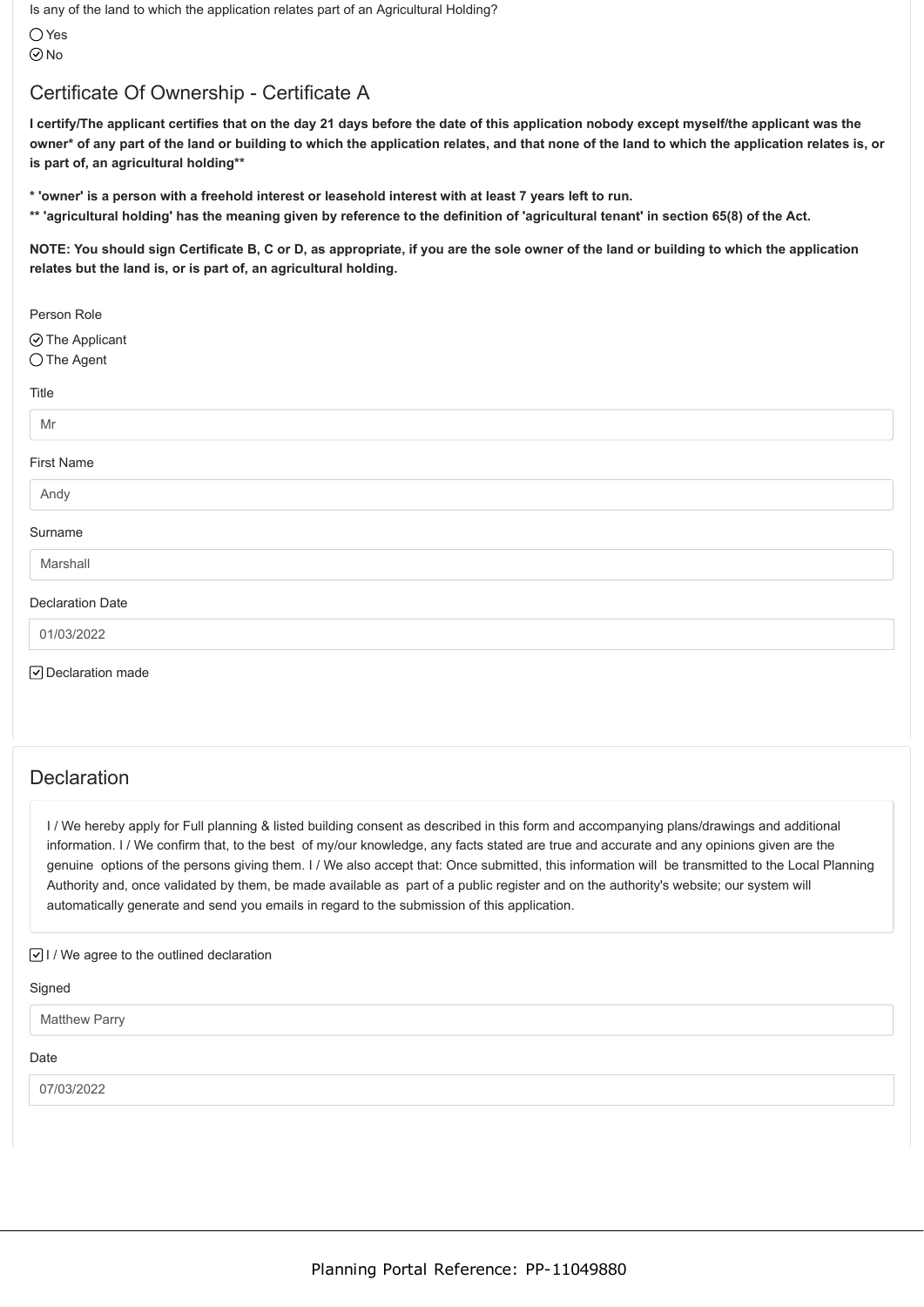Is any of the land to which the application relates part of an Agricultural Holding?

○ Yes
⊙ No

## Certificate Of Ownership - Certificate A

**I certify/The applicant certifies that on the day 21 days before the date of this application nobody except myself/the applicant was the owner* of any part of the land or building to which the application relates, and that none of the land to which the application relates is, or is part of, an agricultural holding****

**\* 'owner' is a person with a freehold interest or leasehold interest with at least 7 years left to run.**
**\*\* 'agricultural holding' has the meaning given by reference to the definition of 'agricultural tenant' in section 65(8) of the Act.**

**NOTE: You should sign Certificate B, C or D, as appropriate, if you are the sole owner of the land or building to which the application relates but the land is, or is part of, an agricultural holding.**

Person Role

⊙ The Applicant
○ The Agent

Title

Mr

First Name

Andy

Surname

Marshall

Declaration Date

01/03/2022

☑ Declaration made

## Declaration

I / We hereby apply for Full planning & listed building consent as described in this form and accompanying plans/drawings and additional information. I / We confirm that, to the best of my/our knowledge, any facts stated are true and accurate and any opinions given are the genuine options of the persons giving them. I / We also accept that: Once submitted, this information will be transmitted to the Local Planning Authority and, once validated by them, be made available as part of a public register and on the authority's website; our system will automatically generate and send you emails in regard to the submission of this application.

☑ I / We agree to the outlined declaration

Signed

Matthew Parry

Date

07/03/2022

Planning Portal Reference: PP-11049880